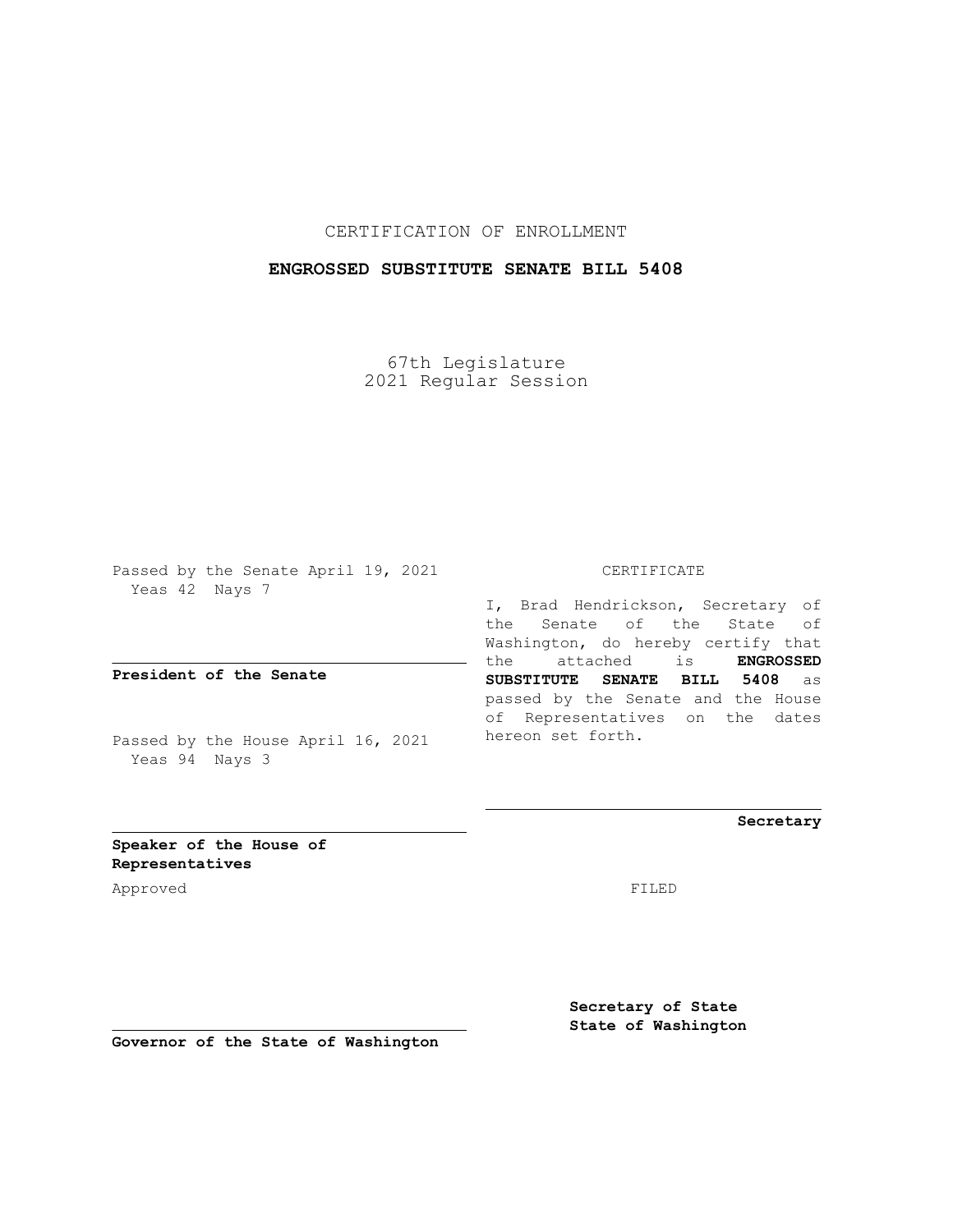CERTIFICATION OF ENROLLMENT

**ENGROSSED SUBSTITUTE SENATE BILL 5408**

67th Legislature
2021 Regular Session

Passed by the Senate April 19, 2021
Yeas 42 Nays 7

**President of the Senate**

Passed by the House April 16, 2021
Yeas 94 Nays 3

**Speaker of the House of Representatives**

Approved

**Governor of the State of Washington**

CERTIFICATE

I, Brad Hendrickson, Secretary of the Senate of the State of Washington, do hereby certify that the attached is **ENGROSSED SUBSTITUTE SENATE BILL 5408** as passed by the Senate and the House of Representatives on the dates hereon set forth.

**Secretary**

FILED

**Secretary of State**
**State of Washington**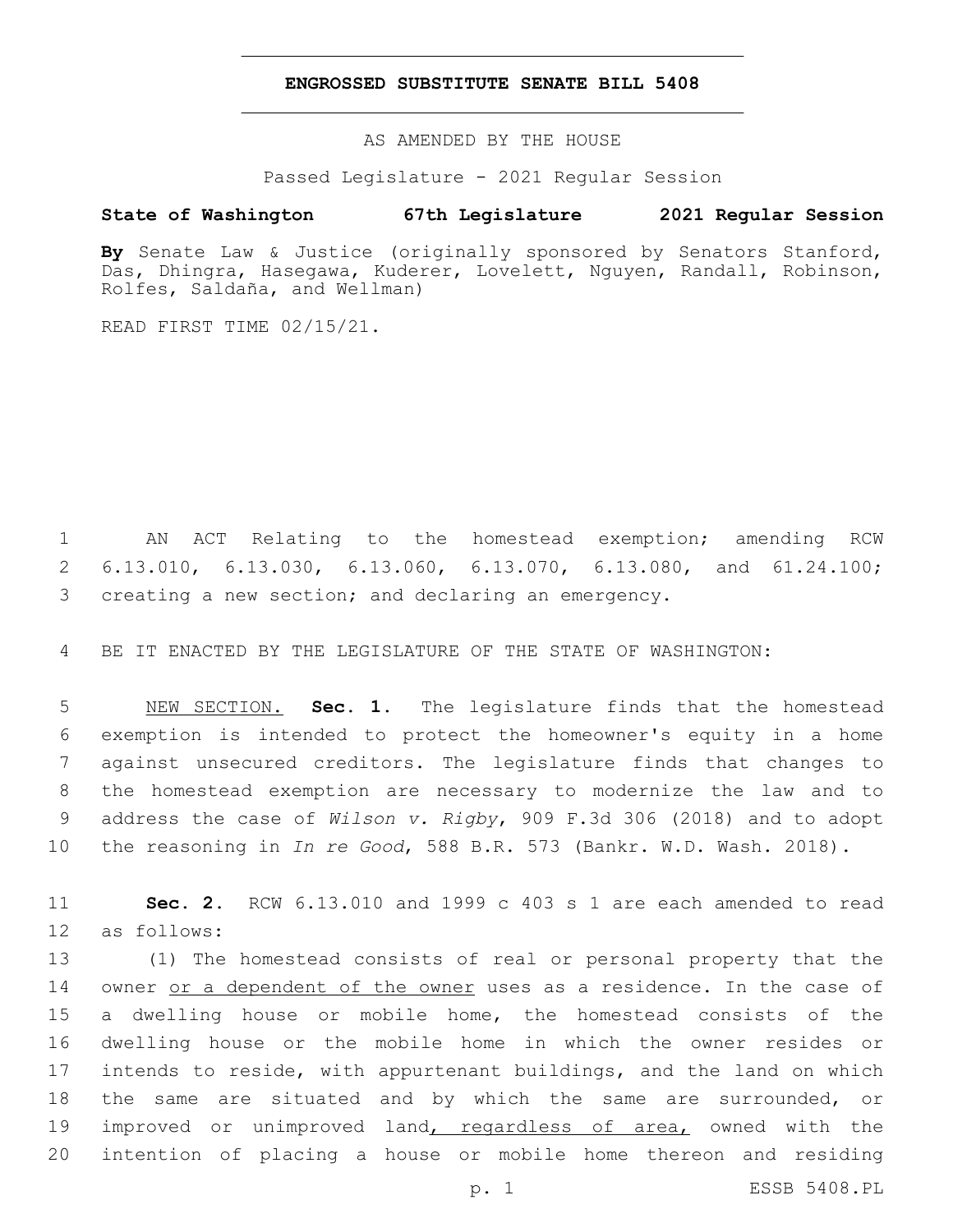# ENGROSSED SUBSTITUTE SENATE BILL 5408

AS AMENDED BY THE HOUSE

Passed Legislature - 2021 Regular Session

**State of Washington 67th Legislature 2021 Regular Session**

**By** Senate Law & Justice (originally sponsored by Senators Stanford, Das, Dhingra, Hasegawa, Kuderer, Lovelett, Nguyen, Randall, Robinson, Rolfes, Saldaña, and Wellman)

READ FIRST TIME 02/15/21.

AN ACT Relating to the homestead exemption; amending RCW 6.13.010, 6.13.030, 6.13.060, 6.13.070, 6.13.080, and 61.24.100; creating a new section; and declaring an emergency.

BE IT ENACTED BY THE LEGISLATURE OF THE STATE OF WASHINGTON:

<u>NEW SECTION.</u> **Sec. 1.** The legislature finds that the homestead exemption is intended to protect the homeowner's equity in a home against unsecured creditors. The legislature finds that changes to the homestead exemption are necessary to modernize the law and to address the case of *Wilson v. Rigby*, 909 F.3d 306 (2018) and to adopt the reasoning in *In re Good*, 588 B.R. 573 (Bankr. W.D. Wash. 2018).

**Sec. 2.** RCW 6.13.010 and 1999 c 403 s 1 are each amended to read as follows:

(1) The homestead consists of real or personal property that the owner <u>or a dependent of the owner</u> uses as a residence. In the case of a dwelling house or mobile home, the homestead consists of the dwelling house or the mobile home in which the owner resides or intends to reside, with appurtenant buildings, and the land on which the same are situated and by which the same are surrounded, or improved or unimproved land<u>, regardless of area,</u> owned with the intention of placing a house or mobile home thereon and residing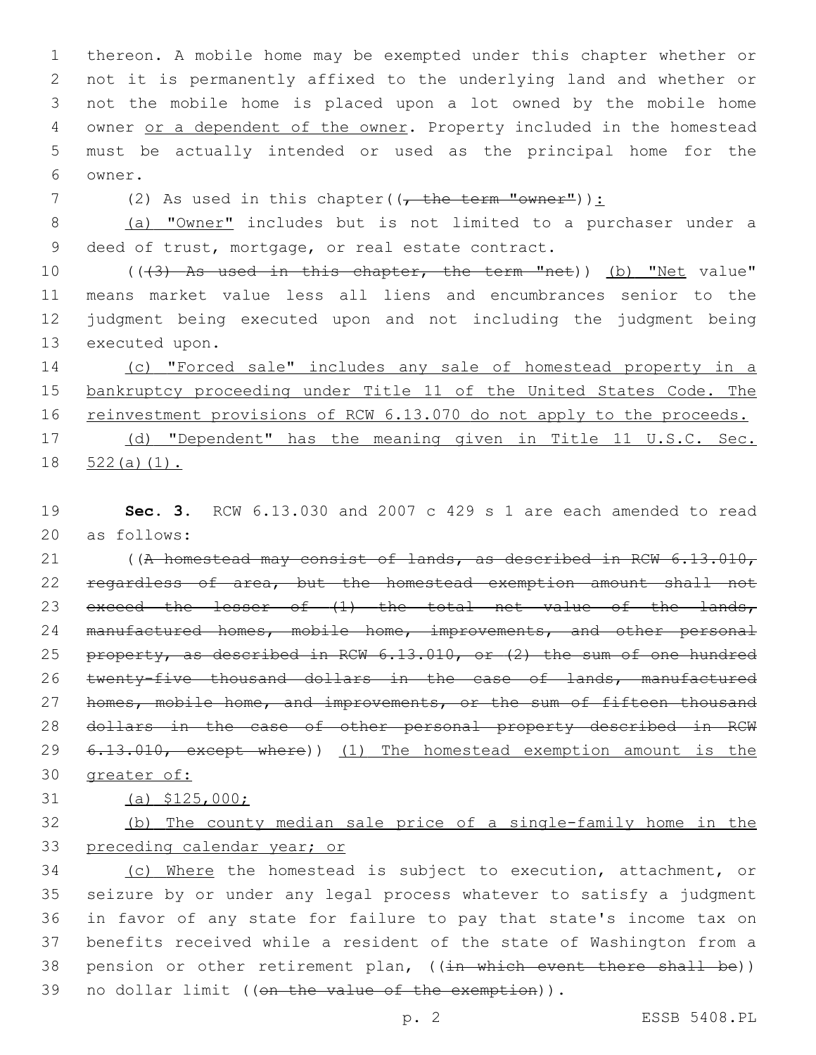thereon. A mobile home may be exempted under this chapter whether or not it is permanently affixed to the underlying land and whether or not the mobile home is placed upon a lot owned by the mobile home owner <u>or a dependent of the owner</u>. Property included in the homestead must be actually intended or used as the principal home for the owner.

(2) As used in this chapter((~~, the term "owner"~~))<u>:</u>

<u>(a) "Owner"</u> includes but is not limited to a purchaser under a deed of trust, mortgage, or real estate contract.

((~~(3) As used in this chapter, the term "net~~)) <u>(b) "Net</u> value" means market value less all liens and encumbrances senior to the judgment being executed upon and not including the judgment being executed upon.

<u>(c) "Forced sale" includes any sale of homestead property in a bankruptcy proceeding under Title 11 of the United States Code. The reinvestment provisions of RCW 6.13.070 do not apply to the proceeds.</u>

<u>(d) "Dependent" has the meaning given in Title 11 U.S.C. Sec. 522(a)(1).</u>

**Sec. 3.** RCW 6.13.030 and 2007 c 429 s 1 are each amended to read as follows:

((~~A homestead may consist of lands, as described in RCW 6.13.010, regardless of area, but the homestead exemption amount shall not exceed the lesser of (1) the total net value of the lands, manufactured homes, mobile home, improvements, and other personal property, as described in RCW 6.13.010, or (2) the sum of one hundred twenty-five thousand dollars in the case of lands, manufactured homes, mobile home, and improvements, or the sum of fifteen thousand dollars in the case of other personal property described in RCW 6.13.010, except where~~)) <u>(1) The homestead exemption amount is the greater of:</u>

<u>(a) $125,000;</u>

<u>(b) The county median sale price of a single-family home in the preceding calendar year; or</u>

<u>(c) Where</u> the homestead is subject to execution, attachment, or seizure by or under any legal process whatever to satisfy a judgment in favor of any state for failure to pay that state's income tax on benefits received while a resident of the state of Washington from a pension or other retirement plan, ((~~in which event there shall be~~)) no dollar limit ((~~on the value of the exemption~~)).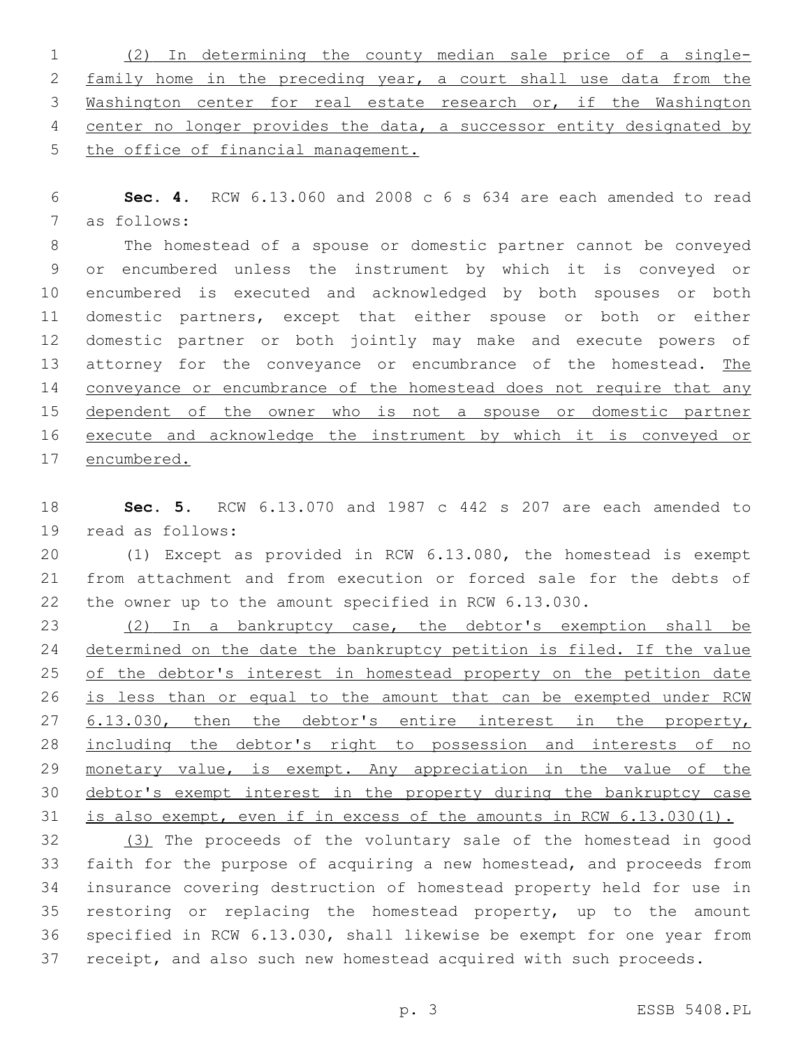(2) In determining the county median sale price of a single-family home in the preceding year, a court shall use data from the Washington center for real estate research or, if the Washington center no longer provides the data, a successor entity designated by the office of financial management.

**Sec. 4.** RCW 6.13.060 and 2008 c 6 s 634 are each amended to read as follows:

The homestead of a spouse or domestic partner cannot be conveyed or encumbered unless the instrument by which it is conveyed or encumbered is executed and acknowledged by both spouses or both domestic partners, except that either spouse or both or either domestic partner or both jointly may make and execute powers of attorney for the conveyance or encumbrance of the homestead. The conveyance or encumbrance of the homestead does not require that any dependent of the owner who is not a spouse or domestic partner execute and acknowledge the instrument by which it is conveyed or encumbered.

**Sec. 5.** RCW 6.13.070 and 1987 c 442 s 207 are each amended to read as follows:

(1) Except as provided in RCW 6.13.080, the homestead is exempt from attachment and from execution or forced sale for the debts of the owner up to the amount specified in RCW 6.13.030.

(2) In a bankruptcy case, the debtor's exemption shall be determined on the date the bankruptcy petition is filed. If the value of the debtor's interest in homestead property on the petition date is less than or equal to the amount that can be exempted under RCW 6.13.030, then the debtor's entire interest in the property, including the debtor's right to possession and interests of no monetary value, is exempt. Any appreciation in the value of the debtor's exempt interest in the property during the bankruptcy case is also exempt, even if in excess of the amounts in RCW 6.13.030(1).

(3) The proceeds of the voluntary sale of the homestead in good faith for the purpose of acquiring a new homestead, and proceeds from insurance covering destruction of homestead property held for use in restoring or replacing the homestead property, up to the amount specified in RCW 6.13.030, shall likewise be exempt for one year from receipt, and also such new homestead acquired with such proceeds.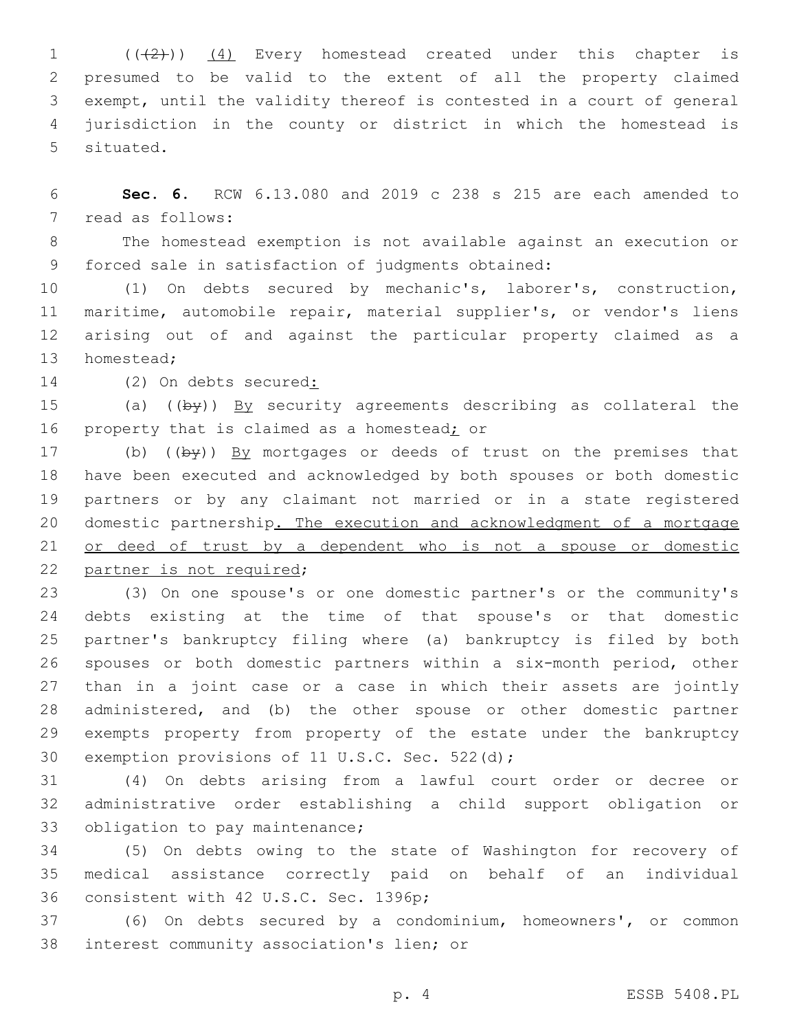(((2))) (4) Every homestead created under this chapter is presumed to be valid to the extent of all the property claimed exempt, until the validity thereof is contested in a court of general jurisdiction in the county or district in which the homestead is situated.

**Sec. 6.** RCW 6.13.080 and 2019 c 238 s 215 are each amended to read as follows:

The homestead exemption is not available against an execution or forced sale in satisfaction of judgments obtained:

(1) On debts secured by mechanic's, laborer's, construction, maritime, automobile repair, material supplier's, or vendor's liens arising out of and against the particular property claimed as a homestead;

(2) On debts secured:

(a) ((by)) By security agreements describing as collateral the property that is claimed as a homestead; or

(b) ((by)) By mortgages or deeds of trust on the premises that have been executed and acknowledged by both spouses or both domestic partners or by any claimant not married or in a state registered domestic partnership. The execution and acknowledgment of a mortgage or deed of trust by a dependent who is not a spouse or domestic partner is not required;

(3) On one spouse's or one domestic partner's or the community's debts existing at the time of that spouse's or that domestic partner's bankruptcy filing where (a) bankruptcy is filed by both spouses or both domestic partners within a six-month period, other than in a joint case or a case in which their assets are jointly administered, and (b) the other spouse or other domestic partner exempts property from property of the estate under the bankruptcy exemption provisions of 11 U.S.C. Sec. 522(d);

(4) On debts arising from a lawful court order or decree or administrative order establishing a child support obligation or obligation to pay maintenance;

(5) On debts owing to the state of Washington for recovery of medical assistance correctly paid on behalf of an individual consistent with 42 U.S.C. Sec. 1396p;

(6) On debts secured by a condominium, homeowners', or common interest community association's lien; or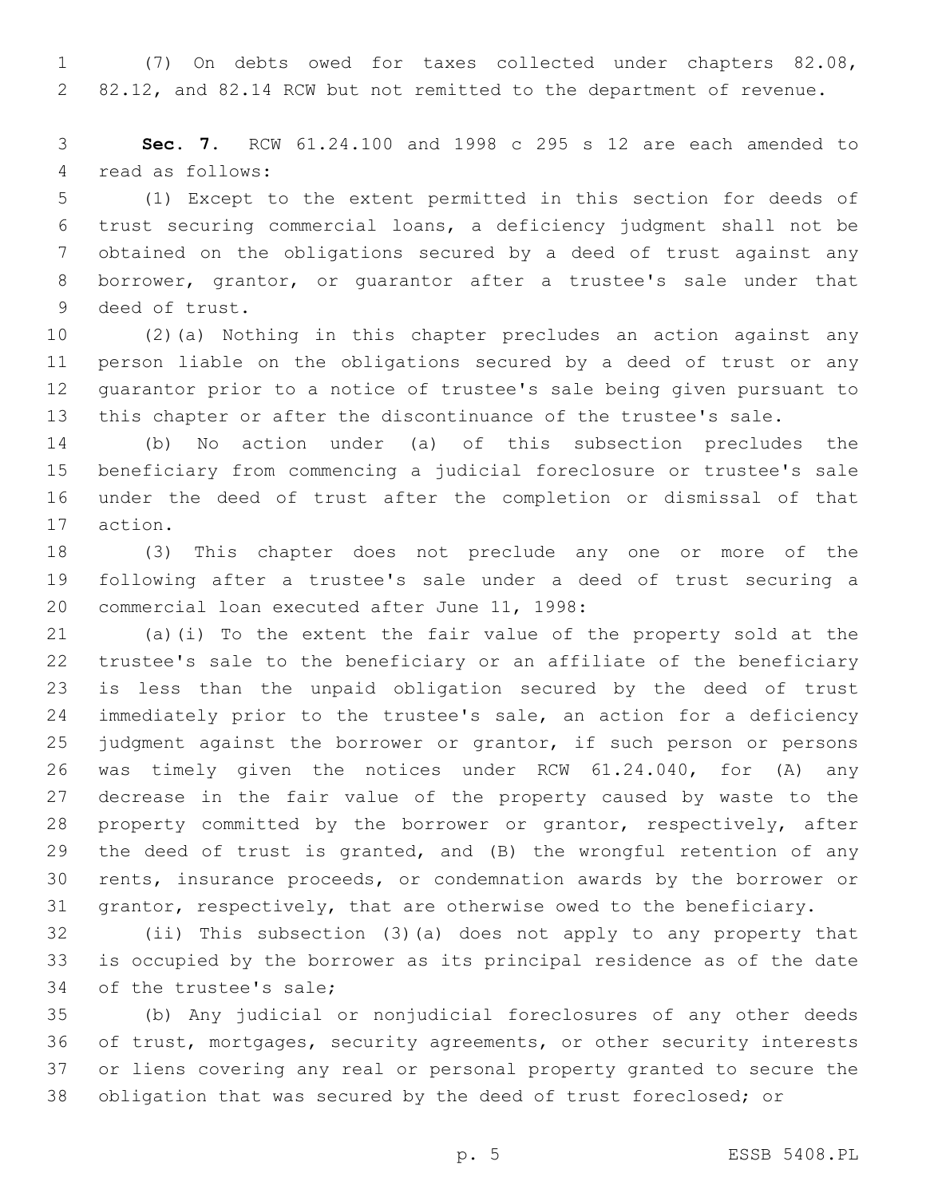(7) On debts owed for taxes collected under chapters 82.08, 82.12, and 82.14 RCW but not remitted to the department of revenue.

**Sec. 7.** RCW 61.24.100 and 1998 c 295 s 12 are each amended to read as follows:

(1) Except to the extent permitted in this section for deeds of trust securing commercial loans, a deficiency judgment shall not be obtained on the obligations secured by a deed of trust against any borrower, grantor, or guarantor after a trustee's sale under that deed of trust.

(2)(a) Nothing in this chapter precludes an action against any person liable on the obligations secured by a deed of trust or any guarantor prior to a notice of trustee's sale being given pursuant to this chapter or after the discontinuance of the trustee's sale.

(b) No action under (a) of this subsection precludes the beneficiary from commencing a judicial foreclosure or trustee's sale under the deed of trust after the completion or dismissal of that action.

(3) This chapter does not preclude any one or more of the following after a trustee's sale under a deed of trust securing a commercial loan executed after June 11, 1998:

(a)(i) To the extent the fair value of the property sold at the trustee's sale to the beneficiary or an affiliate of the beneficiary is less than the unpaid obligation secured by the deed of trust immediately prior to the trustee's sale, an action for a deficiency judgment against the borrower or grantor, if such person or persons was timely given the notices under RCW 61.24.040, for (A) any decrease in the fair value of the property caused by waste to the property committed by the borrower or grantor, respectively, after the deed of trust is granted, and (B) the wrongful retention of any rents, insurance proceeds, or condemnation awards by the borrower or grantor, respectively, that are otherwise owed to the beneficiary.

(ii) This subsection (3)(a) does not apply to any property that is occupied by the borrower as its principal residence as of the date of the trustee's sale;

(b) Any judicial or nonjudicial foreclosures of any other deeds of trust, mortgages, security agreements, or other security interests or liens covering any real or personal property granted to secure the obligation that was secured by the deed of trust foreclosed; or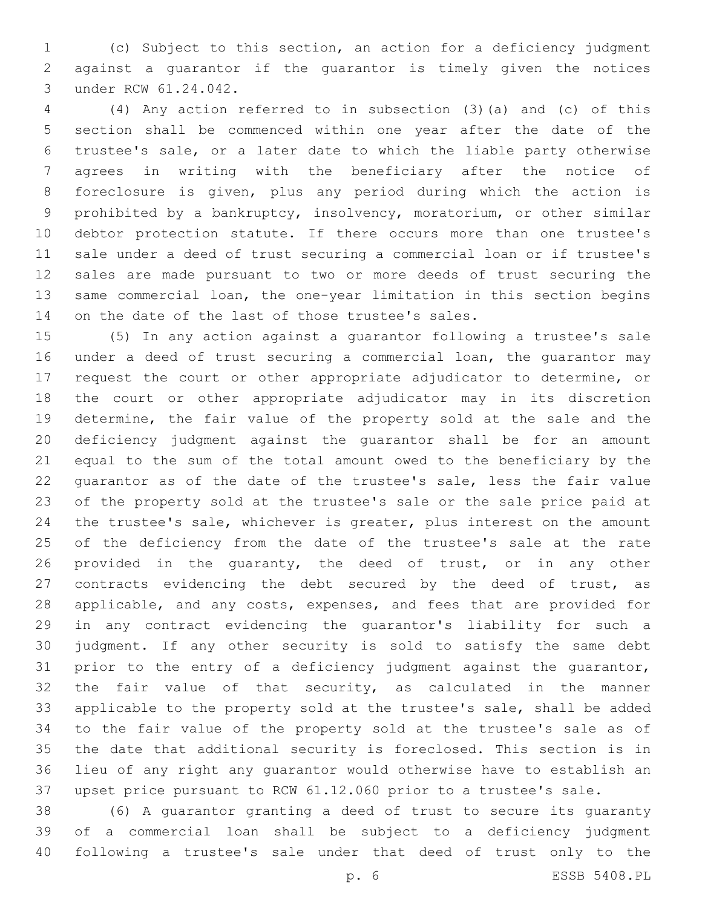(c) Subject to this section, an action for a deficiency judgment against a guarantor if the guarantor is timely given the notices under RCW 61.24.042.

(4) Any action referred to in subsection (3)(a) and (c) of this section shall be commenced within one year after the date of the trustee's sale, or a later date to which the liable party otherwise agrees in writing with the beneficiary after the notice of foreclosure is given, plus any period during which the action is prohibited by a bankruptcy, insolvency, moratorium, or other similar debtor protection statute. If there occurs more than one trustee's sale under a deed of trust securing a commercial loan or if trustee's sales are made pursuant to two or more deeds of trust securing the same commercial loan, the one-year limitation in this section begins on the date of the last of those trustee's sales.

(5) In any action against a guarantor following a trustee's sale under a deed of trust securing a commercial loan, the guarantor may request the court or other appropriate adjudicator to determine, or the court or other appropriate adjudicator may in its discretion determine, the fair value of the property sold at the sale and the deficiency judgment against the guarantor shall be for an amount equal to the sum of the total amount owed to the beneficiary by the guarantor as of the date of the trustee's sale, less the fair value of the property sold at the trustee's sale or the sale price paid at the trustee's sale, whichever is greater, plus interest on the amount of the deficiency from the date of the trustee's sale at the rate provided in the guaranty, the deed of trust, or in any other contracts evidencing the debt secured by the deed of trust, as applicable, and any costs, expenses, and fees that are provided for in any contract evidencing the guarantor's liability for such a judgment. If any other security is sold to satisfy the same debt prior to the entry of a deficiency judgment against the guarantor, the fair value of that security, as calculated in the manner applicable to the property sold at the trustee's sale, shall be added to the fair value of the property sold at the trustee's sale as of the date that additional security is foreclosed. This section is in lieu of any right any guarantor would otherwise have to establish an upset price pursuant to RCW 61.12.060 prior to a trustee's sale.

(6) A guarantor granting a deed of trust to secure its guaranty of a commercial loan shall be subject to a deficiency judgment following a trustee's sale under that deed of trust only to the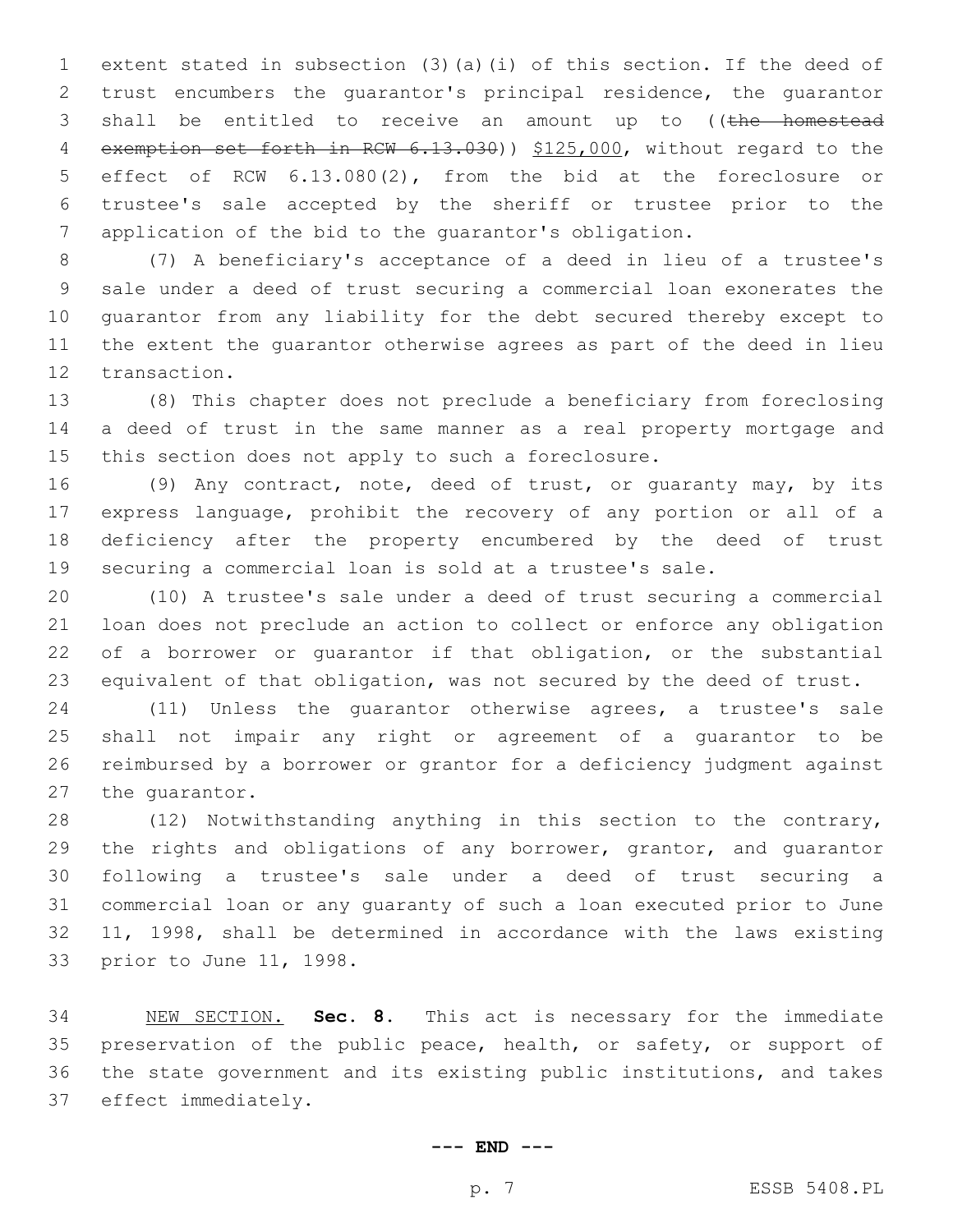extent stated in subsection (3)(a)(i) of this section. If the deed of trust encumbers the guarantor's principal residence, the guarantor shall be entitled to receive an amount up to ((~~the homestead exemption set forth in RCW 6.13.030~~)) <u>$125,000</u>, without regard to the effect of RCW 6.13.080(2), from the bid at the foreclosure or trustee's sale accepted by the sheriff or trustee prior to the application of the bid to the guarantor's obligation.

(7) A beneficiary's acceptance of a deed in lieu of a trustee's sale under a deed of trust securing a commercial loan exonerates the guarantor from any liability for the debt secured thereby except to the extent the guarantor otherwise agrees as part of the deed in lieu transaction.

(8) This chapter does not preclude a beneficiary from foreclosing a deed of trust in the same manner as a real property mortgage and this section does not apply to such a foreclosure.

(9) Any contract, note, deed of trust, or guaranty may, by its express language, prohibit the recovery of any portion or all of a deficiency after the property encumbered by the deed of trust securing a commercial loan is sold at a trustee's sale.

(10) A trustee's sale under a deed of trust securing a commercial loan does not preclude an action to collect or enforce any obligation of a borrower or guarantor if that obligation, or the substantial equivalent of that obligation, was not secured by the deed of trust.

(11) Unless the guarantor otherwise agrees, a trustee's sale shall not impair any right or agreement of a guarantor to be reimbursed by a borrower or grantor for a deficiency judgment against the guarantor.

(12) Notwithstanding anything in this section to the contrary, the rights and obligations of any borrower, grantor, and guarantor following a trustee's sale under a deed of trust securing a commercial loan or any guaranty of such a loan executed prior to June 11, 1998, shall be determined in accordance with the laws existing prior to June 11, 1998.

<u>NEW SECTION.</u> **Sec. 8.** This act is necessary for the immediate preservation of the public peace, health, or safety, or support of the state government and its existing public institutions, and takes effect immediately.

**--- END ---**